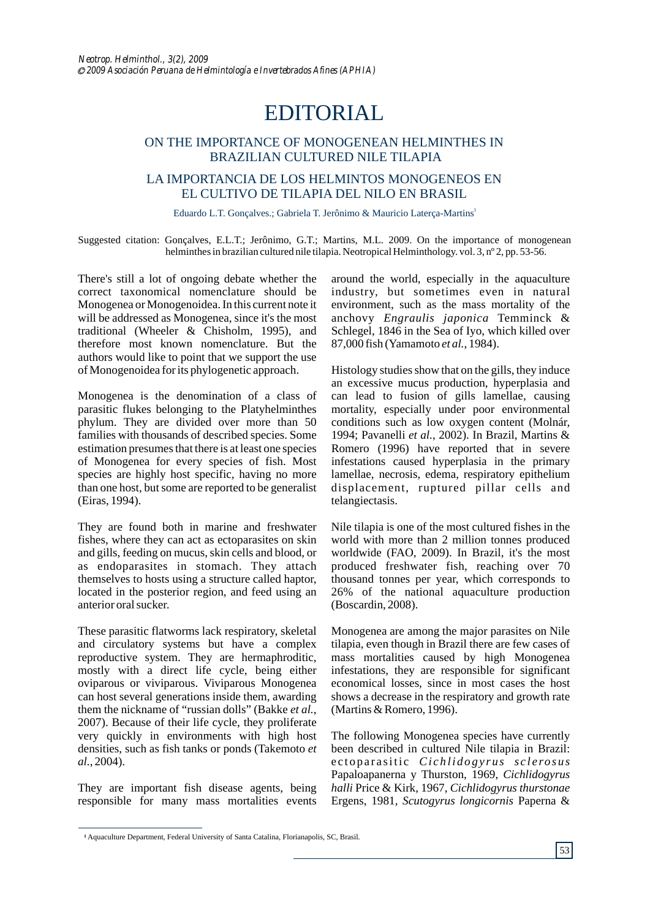# EDITORIAL

## ON THE IMPORTANCE OF MONOGENEAN HELMINTHES IN BRAZILIAN CULTURED NILE TILAPIA

## LA IMPORTANCIA DE LOS HELMINTOS MONOGENEOS EN EL CULTIVO DE TILAPIA DEL NILO EN BRASIL

Eduardo L.T. Gonçalves.; Gabriela T. Jerônimo & Mauricio Laterça-Martins[1]

Suggested citation: Gonçalves, E.L.T.; Jerônimo, G.T.; Martins, M.L. 2009. On the importance of monogenean helminthes in brazilian cultured nile tilapia. Neotropical Helminthology. vol. 3, nº 2, pp. 53-56.

There's still a lot of ongoing debate whether the correct taxonomical nomenclature should be Monogenea or Monogenoidea. In this current note it will be addressed as Monogenea, since it's the most traditional (Wheeler & Chisholm, 1995), and therefore most known nomenclature. But the authors would like to point that we support the use of Monogenoidea for its phylogenetic approach.

Monogenea is the denomination of a class of parasitic flukes belonging to the Platyhelminthes phylum. They are divided over more than 50 families with thousands of described species. Some estimation presumes that there is at least one species of Monogenea for every species of fish. Most species are highly host specific, having no more than one host, but some are reported to be generalist (Eiras, 1994).

They are found both in marine and freshwater fishes, where they can act as ectoparasites on skin and gills, feeding on mucus, skin cells and blood, or as endoparasites in stomach. They attach themselves to hosts using a structure called haptor, located in the posterior region, and feed using an anterior oral sucker.

These parasitic flatworms lack respiratory, skeletal and circulatory systems but have a complex reproductive system. They are hermaphroditic, mostly with a direct life cycle, being either oviparous or viviparous. Viviparous Monogenea can host several generations inside them, awarding them the nickname of "russian dolls" (Bakke *et al.*, 2007). Because of their life cycle, they proliferate very quickly in environments with high host densities, such as fish tanks or ponds (Takemoto *et al.*, 2004).

They are important fish disease agents, being responsible for many mass mortalities events around the world, especially in the aquaculture industry, but sometimes even in natural environment, such as the mass mortality of the anchovy *Engraulis japonica* Temminck & Schlegel, 1846 in the Sea of Iyo, which killed over 87,000 fish (Yamamoto *et al.*, 1984).

Histology studies show that on the gills, they induce an excessive mucus production, hyperplasia and can lead to fusion of gills lamellae, causing mortality, especially under poor environmental conditions such as low oxygen content (Molnár, 1994; Pavanelli *et al.*, 2002). In Brazil, Martins & Romero (1996) have reported that in severe infestations caused hyperplasia in the primary lamellae, necrosis, edema, respiratory epithelium displacement, ruptured pillar cells and telangiectasis.

Nile tilapia is one of the most cultured fishes in the world with more than 2 million tonnes produced worldwide (FAO, 2009). In Brazil, it's the most produced freshwater fish, reaching over 70 thousand tonnes per year, which corresponds to 26% of the national aquaculture production (Boscardin, 2008).

Monogenea are among the major parasites on Nile tilapia, even though in Brazil there are few cases of mass mortalities caused by high Monogenea infestations, they are responsible for significant economical losses, since in most cases the host shows a decrease in the respiratory and growth rate (Martins & Romero, 1996).

The following Monogenea species have currently been described in cultured Nile tilapia in Brazil: ectoparasitic *Cichlidogyrus sclerosus* Papaloapanerna y Thurston, 1969, *Cichlidogyrus halli* Price & Kirk, 1967, *Cichlidogyrus thurstonae* Ergens, 1981, *Scutogyrus longicornis* Paperna &

[1] Aquaculture Department, Federal University of Santa Catalina, Florianapolis, SC, Brasil.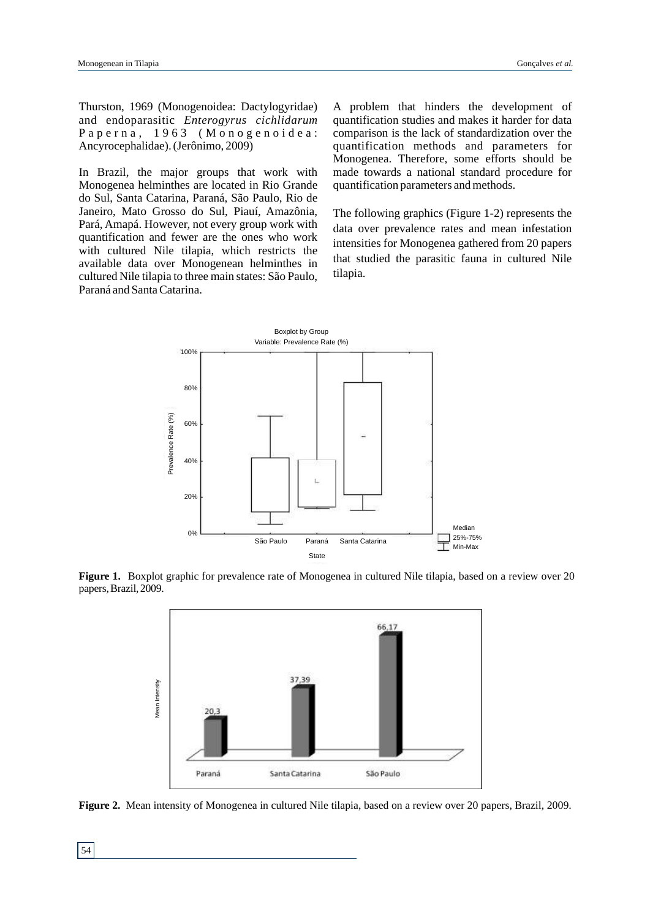Thurston, 1969 (Monogenoidea: Dactylogyridae) and endoparasitic *Enterogyrus cichlidarum* Paperna, 1963 (Monogenoidea: Ancyrocephalidae). (Jerônimo, 2009)

In Brazil, the major groups that work with Monogenea helminthes are located in Rio Grande do Sul, Santa Catarina, Paraná, São Paulo, Rio de Janeiro, Mato Grosso do Sul, Piauí, Amazônia, Pará, Amapá. However, not every group work with quantification and fewer are the ones who work with cultured Nile tilapia, which restricts the available data over Monogenean helminthes in cultured Nile tilapia to three main states: São Paulo, Paraná and Santa Catarina.

A problem that hinders the development of quantification studies and makes it harder for data comparison is the lack of standardization over the quantification methods and parameters for Monogenea. Therefore, some efforts should be made towards a national standard procedure for quantification parameters and methods.

The following graphics (Figure 1-2) represents the data over prevalence rates and mean infestation intensities for Monogenea gathered from 20 papers that studied the parasitic fauna in cultured Nile tilapia.

**Figure 1.** Boxplot graphic for prevalence rate of Monogenea in cultured Nile tilapia, based on a review over 20 papers, Brazil, 2009.

**Figure 2.** Mean intensity of Monogenea in cultured Nile tilapia, based on a review over 20 papers, Brazil, 2009.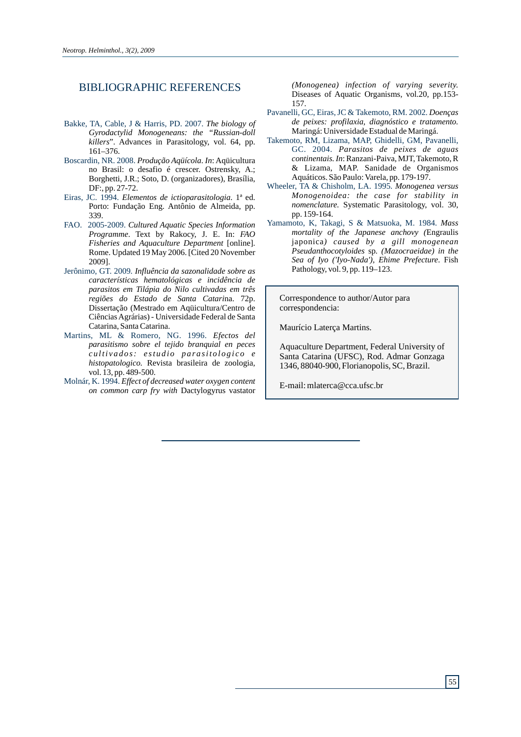## BIBLIOGRAPHIC REFERENCES

Bakke, TA, Cable, J & Harris, PD. 2007. *The biology of Gyrodactylid Monogeneans: the "Russian-doll killers*". Advances in Parasitology, vol. 64, pp. 161–376.

Boscardin, NR. 2008. *Produção Aqüícola. In*: Aqüicultura no Brasil: o desafio é crescer. Ostrensky, A.; Borghetti, J.R.; Soto, D. (organizadores), Brasília, DF:, pp. 27-72.

Eiras, JC. 1994. *Elementos de ictioparasitologia.* 1ª ed. Porto: Fundação Eng. Antônio de Almeida, pp. 339.

FAO. 2005-2009. *Cultured Aquatic Species Information Programme*. Text by Rakocy, J. E. In: *FAO Fisheries and Aquaculture Department* [online]. Rome. Updated 19 May 2006. [Cited 20 November 2009].

Jerônimo, GT. 2009. *Influência da sazonalidade sobre as características hematológicas e incidência de parasitos em Tilápia do Nilo cultivadas em três regiões do Estado de Santa Catarin*a. 72p. Dissertação (Mestrado em Aqüicultura/Centro de Ciências Agrárias) - Universidade Federal de Santa Catarina, Santa Catarina.

Martins, ML & Romero, NG. 1996. *Efectos del parasitismo sobre el tejido branquial en peces cultivados: estudio parasitologico e histopatologico.* Revista brasileira de zoologia, vol. 13, pp. 489-500.

Molnár, K. 1994. *Effect of decreased water oxygen content on common carp fry with* Dactylogyrus vastator *(Monogenea) infection of varying severity.* Diseases of Aquatic Organisms, vol.20, pp.153-157.

Pavanelli, GC, Eiras, JC & Takemoto, RM. 2002. *Doenças de peixes: profilaxia, diagnóstico e tratamento.* Maringá: Universidade Estadual de Maringá.

Takemoto, RM, Lizama, MAP, Ghidelli, GM, Pavanelli, GC. 2004. *Parasitos de peixes de aguas continentais. In*: Ranzani-Paiva, MJT, Takemoto, R & Lizama, MAP. Sanidade de Organismos Aquáticos. São Paulo: Varela, pp. 179-197.

Wheeler, TA & Chisholm, LA. 1995. *Monogenea versus Monogenoidea: the case for stability in nomenclature.* Systematic Parasitology, vol. 30, pp. 159-164.

Yamamoto, K, Takagi, S & Matsuoka, M. 1984. *Mass mortality of the Japanese anchovy (*Engraulis japonica*) caused by a gill monogenean Pseudanthocotyloides* sp. *(Mazocraeidae) in the Sea of Iyo ('Iyo-Nada'), Ehime Prefecture*. Fish Pathology, vol. 9, pp. 119–123.

Correspondence to author/Autor para correspondencia:

Maurício Laterça Martins.

Aquaculture Department, Federal University of Santa Catarina (UFSC), Rod. Admar Gonzaga 1346, 88040-900, Florianopolis, SC, Brazil.

E-mail: mlaterca@cca.ufsc.br